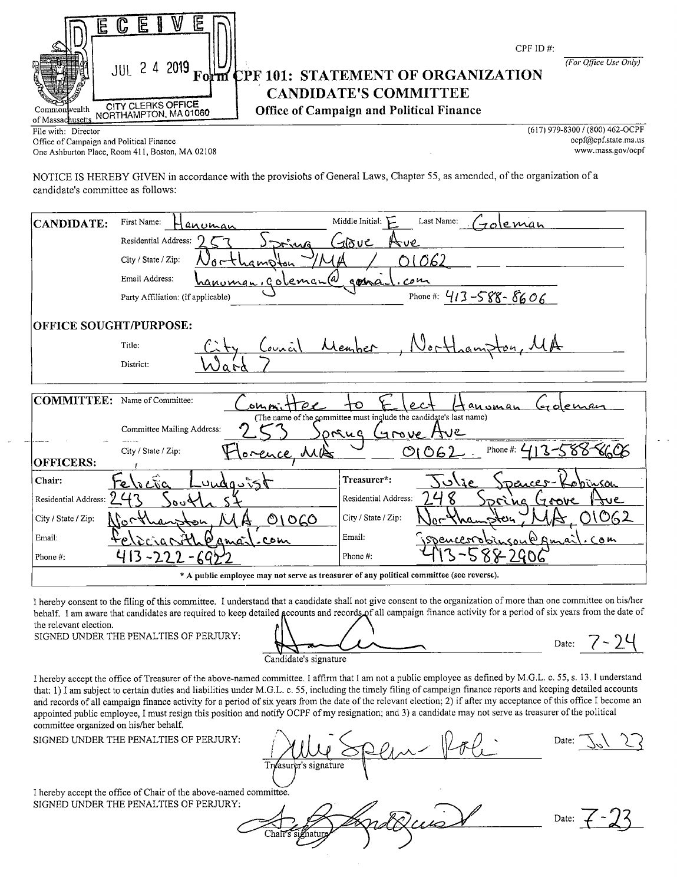RECEIVED

JUL 24 2019

CITY CLERKS OFFICE
NORTHAMPTON, MA 01060

Commonwealth of Massachusetts

CPF ID #: ________
*(For Office Use Only)*

# Form CPF 101: STATEMENT OF ORGANIZATION CANDIDATE'S COMMITTEE

**Office of Campaign and Political Finance**

File with: Director
Office of Campaign and Political Finance
One Ashburton Place, Room 411, Boston, MA 02108

(617) 979-8300 / (800) 462-OCPF
ocpf@cpf.state.ma.us
www.mass.gov/ocpf

NOTICE IS HEREBY GIVEN in accordance with the provisions of General Laws, Chapter 55, as amended, of the organization of a candidate's committee as follows:

**CANDIDATE:**

First Name: Hanoman Middle Initial: E Last Name: Goleman

Residential Address: 253 Spring Grove Ave

City / State / Zip: Northampton / MA / 01062

Email Address: hanoman.goleman@gmail.com

Party Affiliation: (if applicable) ________ Phone #: 413-588-8606

**OFFICE SOUGHT/PURPOSE:**

Title: City Council Member, Northampton, MA

District: Ward 7

**COMMITTEE:**

Name of Committee: Committee to Elect Hanoman Goleman
(The name of the committee must include the candidate's last name)

Committee Mailing Address: 253 Spring Grove Ave

City / State / Zip: Florence, MA 01062 Phone #: 413-588-8606

**OFFICERS:**

| Chair: | Felicia Lundquist | Treasurer*: | Julie Spencer-Robinson |
|---|---|---|---|
| Residential Address: | 243 South St | Residential Address: | 248 Spring Grove Ave |
| City / State / Zip: | Northampton, MA 01060 | City / State / Zip: | Northampton, MA, 01062 |
| Email: | feliciarith@gmail.com | Email: | jspencerrobinson@gmail.com |
| Phone #: | 413-222-6922 | Phone #: | 413-588-2906 |

**\* A public employee may not serve as treasurer of any political committee (see reverse).**

I hereby consent to the filing of this committee. I understand that a candidate shall not give consent to the organization of more than one committee on his/her behalf. I am aware that candidates are required to keep detailed accounts and records of all campaign finance activity for a period of six years from the date of the relevant election.

SIGNED UNDER THE PENALTIES OF PERJURY: [signature] Date: 7-24

Candidate's signature

I hereby accept the office of Treasurer of the above-named committee. I affirm that I am not a public employee as defined by M.G.L. c. 55, s. 13. I understand that: 1) I am subject to certain duties and liabilities under M.G.L. c. 55, including the timely filing of campaign finance reports and keeping detailed accounts and records of all campaign finance activity for a period of six years from the date of the relevant election; 2) if after my acceptance of this office I become an appointed public employee, I must resign this position and notify OCPF of my resignation; and 3) a candidate may not serve as treasurer of the political committee organized on his/her behalf.

SIGNED UNDER THE PENALTIES OF PERJURY: [signature] Date: Jul 23

Treasurer's signature

I hereby accept the office of Chair of the above-named committee.

SIGNED UNDER THE PENALTIES OF PERJURY: [signature] Date: 7-23

Chair's signature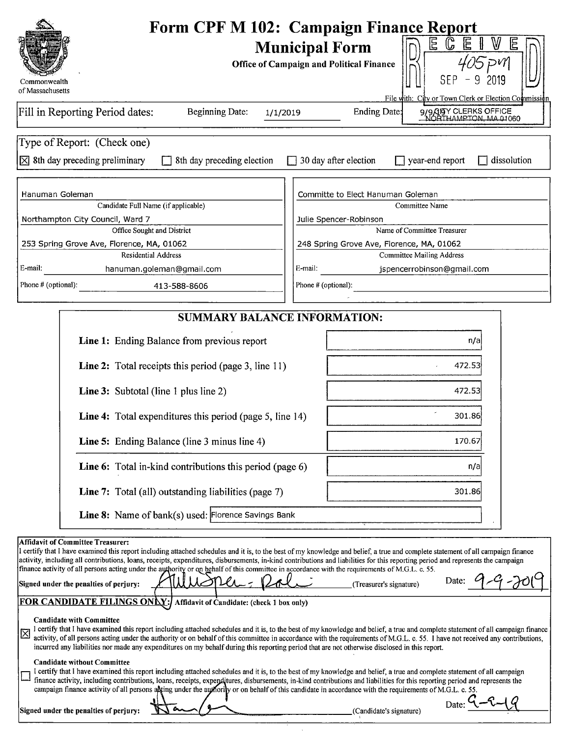# Form CPF M 102: Campaign Finance Report

## Municipal Form

**Office of Campaign and Political Finance**

Commonwealth of Massachusetts

RECEIVED 405pm SEP - 9 2019 CITY CLERKS OFFICE NORTHAMPTON, MA 01060

File with: City or Town Clerk or Election Commission

Fill in Reporting Period dates: Beginning Date: 1/1/2019 Ending Date: 9/9/19

Type of Report: (Check one)

☒ 8th day preceding preliminary ☐ 8th day preceding election ☐ 30 day after election ☐ year-end report ☐ dissolution

| | |
|---|---|
| Hanuman Goleman | Committe to Elect Hanuman Goleman |
| Candidate Full Name (if applicable) | Committee Name |
| Northampton City Council, Ward 7 | Julie Spencer-Robinson |
| Office Sought and District | Name of Committee Treasurer |
| 253 Spring Grove Ave, Florence, MA, 01062 | 248 Spring Grove Ave, Florence, MA, 01062 |
| Residential Address | Committee Mailing Address |
| E-mail: hanuman.goleman@gmail.com | E-mail: jspencerrobinson@gmail.com |
| Phone # (optional): 413-588-8606 | Phone # (optional): |

## SUMMARY BALANCE INFORMATION:

| | |
|---|---|
| **Line 1:** Ending Balance from previous report | n/a |
| **Line 2:** Total receipts this period (page 3, line 11) | 472.53 |
| **Line 3:** Subtotal (line 1 plus line 2) | 472.53 |
| **Line 4:** Total expenditures this period (page 5, line 14) | 301.86 |
| **Line 5:** Ending Balance (line 3 minus line 4) | 170.67 |
| **Line 6:** Total in-kind contributions this period (page 6) | n/a |
| **Line 7:** Total (all) outstanding liabilities (page 7) | 301.86 |
| **Line 8:** Name of bank(s) used: | Florence Savings Bank |

**Affidavit of Committee Treasurer:**
I certify that I have examined this report including attached schedules and it is, to the best of my knowledge and belief, a true and complete statement of all campaign finance activity, including all contributions, loans, receipts, expenditures, disbursements, in-kind contributions and liabilities for this reporting period and represents the campaign finance activity of all persons acting under the authority or on behalf of this committee in accordance with the requirements of M.G.L. c. 55.

Signed under the penalties of perjury: [signature] (Treasurer's signature) Date: 9-9-2019

**FOR CANDIDATE FILINGS ONLY:** Affidavit of Candidate: (check 1 box only)

**Candidate with Committee**
☒ I certify that I have examined this report including attached schedules and it is, to the best of my knowledge and belief, a true and complete statement of all campaign finance activity, of all persons acting under the authority or on behalf of this committee in accordance with the requirements of M.G.L. c. 55. I have not received any contributions, incurred any liabilities nor made any expenditures on my behalf during this reporting period that are not otherwise disclosed in this report.

**Candidate without Committee**
☐ I certify that I have examined this report including attached schedules and it is, to the best of my knowledge and belief, a true and complete statement of all campaign finance activity, including contributions, loans, receipts, expenditures, disbursements, in-kind contributions and liabilities for this reporting period and represents the campaign finance activity of all persons acting under the authority or on behalf of this candidate in accordance with the requirements of M.G.L. c. 55.

Signed under the penalties of perjury: [signature] (Candidate's signature) Date: 9-9-19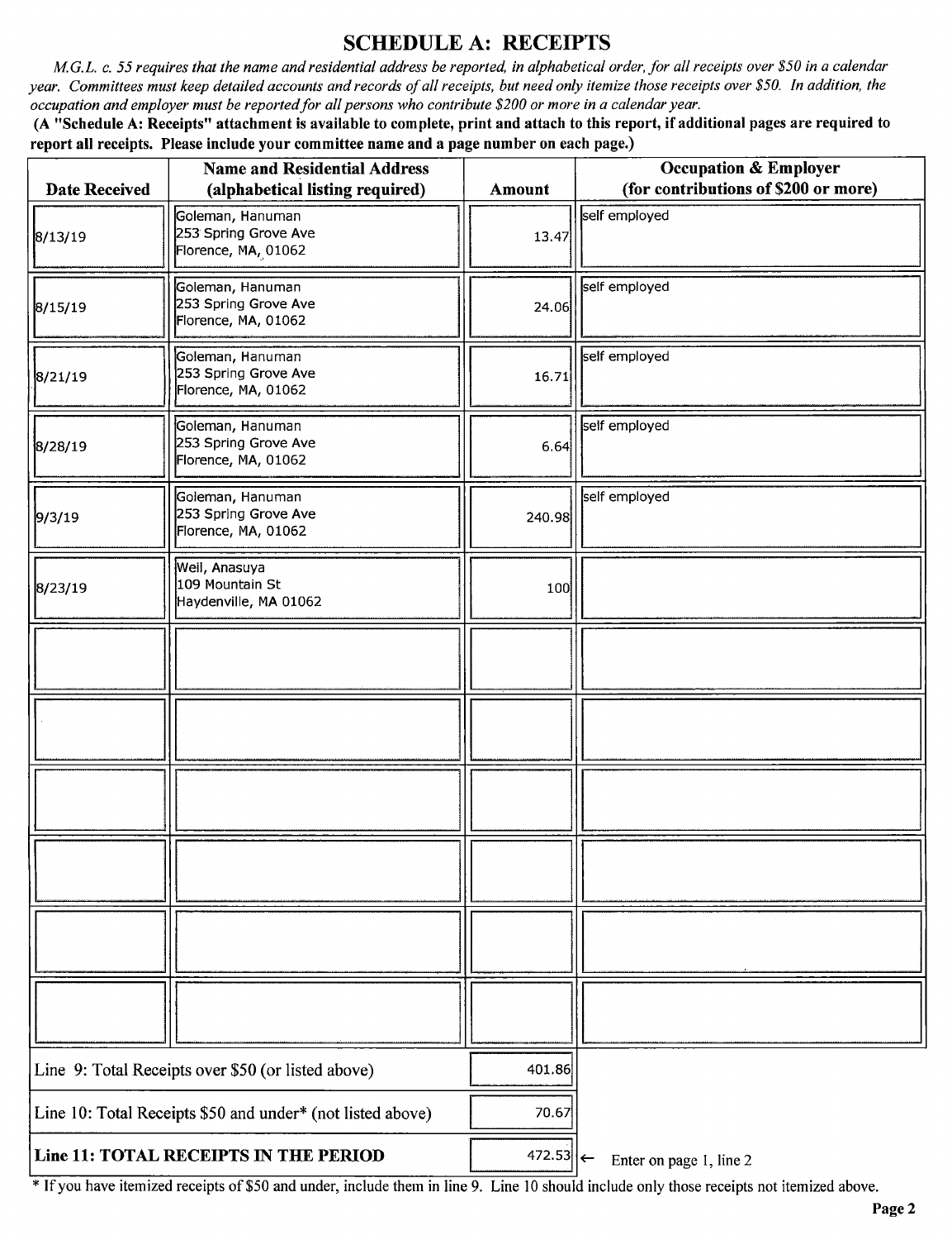## SCHEDULE A: RECEIPTS

*M.G.L. c. 55 requires that the name and residential address be reported, in alphabetical order, for all receipts over $50 in a calendar year. Committees must keep detailed accounts and records of all receipts, but need only itemize those receipts over $50. In addition, the occupation and employer must be reported for all persons who contribute $200 or more in a calendar year.*

**(A "Schedule A: Receipts" attachment is available to complete, print and attach to this report, if additional pages are required to report all receipts. Please include your committee name and a page number on each page.)**

| Date Received | Name and Residential Address (alphabetical listing required) | Amount | Occupation & Employer (for contributions of $200 or more) |
|---|---|---|---|
| 8/13/19 | Goleman, Hanuman<br>253 Spring Grove Ave<br>Florence, MA, 01062 | 13.47 | self employed |
| 8/15/19 | Goleman, Hanuman<br>253 Spring Grove Ave<br>Florence, MA, 01062 | 24.06 | self employed |
| 8/21/19 | Goleman, Hanuman<br>253 Spring Grove Ave<br>Florence, MA, 01062 | 16.71 | self employed |
| 8/28/19 | Goleman, Hanuman<br>253 Spring Grove Ave<br>Florence, MA, 01062 | 6.64 | self employed |
| 9/3/19 | Goleman, Hanuman<br>253 Spring Grove Ave<br>Florence, MA, 01062 | 240.98 | self employed |
| 8/23/19 | Weil, Anasuya<br>109 Mountain St<br>Haydenville, MA 01062 | 100 | |
| | | | |
| | | | |
| | | | |
| | | | |
| | | | |
| | | | |

| | |
|---|---|
| Line 9: Total Receipts over $50 (or listed above) | 401.86 |
| Line 10: Total Receipts $50 and under* (not listed above) | 70.67 |
| **Line 11: TOTAL RECEIPTS IN THE PERIOD** | 472.53 ← Enter on page 1, line 2 |

* If you have itemized receipts of $50 and under, include them in line 9. Line 10 should include only those receipts not itemized above.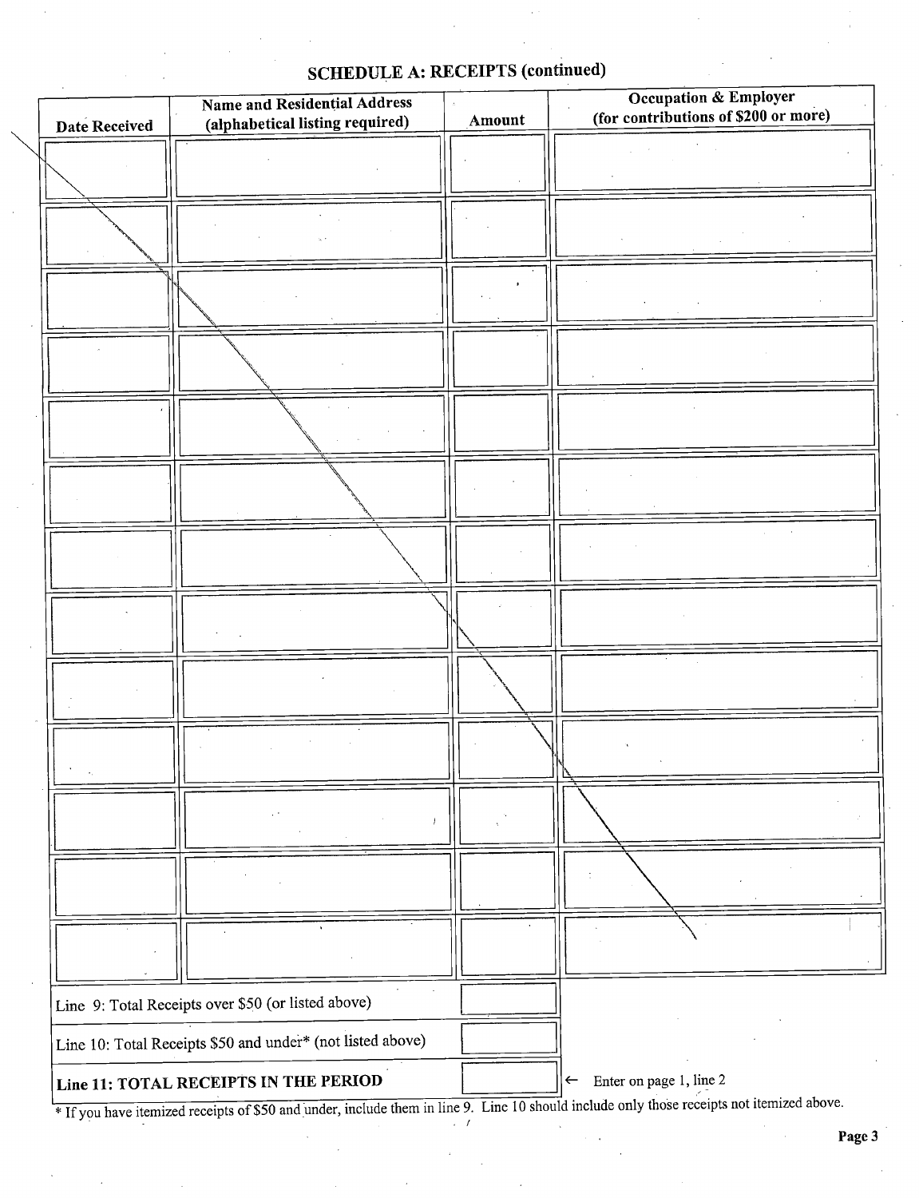## SCHEDULE A: RECEIPTS (continued)

| Date Received | Name and Residential Address (alphabetical listing required) | Amount | Occupation & Employer (for contributions of $200 or more) |
|---|---|---|---|
| | | | |
| | | | |
| | | | |
| | | | |
| | | | |
| | | | |
| | | | |
| | | | |
| | | | |
| | | | |
| | | | |
| | | | |
| | | | |

| | |
|---|---|
| Line 9: Total Receipts over $50 (or listed above) | |
| Line 10: Total Receipts $50 and under* (not listed above) | |
| **Line 11: TOTAL RECEIPTS IN THE PERIOD** | |

← Enter on page 1, line 2

* If you have itemized receipts of $50 and under, include them in line 9. Line 10 should include only those receipts not itemized above.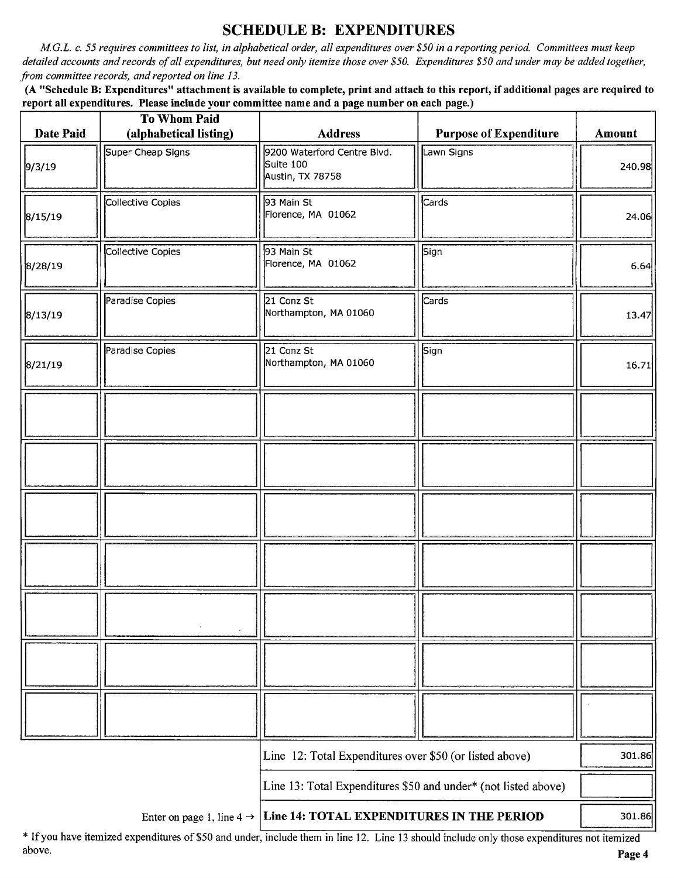# SCHEDULE B: EXPENDITURES

*M.G.L. c. 55 requires committees to list, in alphabetical order, all expenditures over $50 in a reporting period. Committees must keep detailed accounts and records of all expenditures, but need only itemize those over $50. Expenditures $50 and under may be added together, from committee records, and reported on line 13.*

**(A "Schedule B: Expenditures" attachment is available to complete, print and attach to this report, if additional pages are required to report all expenditures. Please include your committee name and a page number on each page.)**

| Date Paid | To Whom Paid (alphabetical listing) | Address | Purpose of Expenditure | Amount |
|---|---|---|---|---|
| 9/3/19 | Super Cheap Signs | 9200 Waterford Centre Blvd. Suite 100 Austin, TX 78758 | Lawn Signs | 240.98 |
| 8/15/19 | Collective Copies | 93 Main St Florence, MA 01062 | Cards | 24.06 |
| 8/28/19 | Collective Copies | 93 Main St Florence, MA 01062 | Sign | 6.64 |
| 8/13/19 | Paradise Copies | 21 Conz St Northampton, MA 01060 | Cards | 13.47 |
| 8/21/19 | Paradise Copies | 21 Conz St Northampton, MA 01060 | Sign | 16.71 |
| | | | | |
| | | | | |
| | | | | |
| | | | | |
| | | | | |
| | | | | |
| | | | | |

| | |
|---|---|
| Line 12: Total Expenditures over $50 (or listed above) | 301.86 |
| Line 13: Total Expenditures $50 and under* (not listed above) | |
| Enter on page 1, line 4 → **Line 14: TOTAL EXPENDITURES IN THE PERIOD** | 301.86 |

* If you have itemized expenditures of $50 and under, include them in line 12. Line 13 should include only those expenditures not itemized above.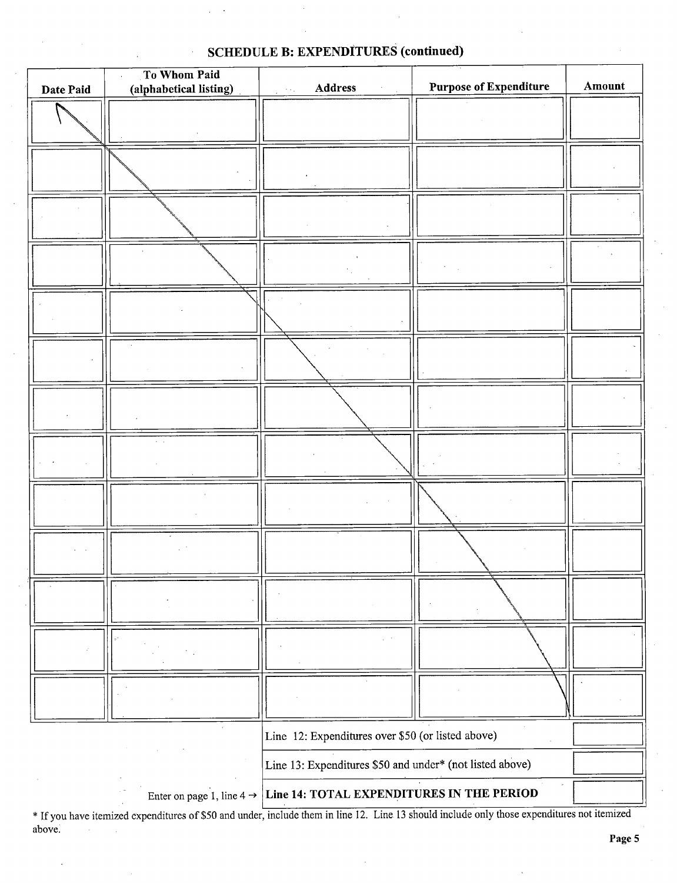## SCHEDULE B: EXPENDITURES (continued)

| Date Paid | To Whom Paid (alphabetical listing) | Address | Purpose of Expenditure | Amount |
|---|---|---|---|---|
| | | | | |
| | | | | |
| | | | | |
| | | | | |
| | | | | |
| | | | | |
| | | | | |
| | | | | |
| | | | | |
| | | | | |
| | | | | |
| | | | | |
| | | | | |

| | |
|---|---|
| Line 12: Expenditures over $50 (or listed above) | |
| Line 13: Expenditures $50 and under* (not listed above) | |
| Enter on page 1, line 4 → **Line 14: TOTAL EXPENDITURES IN THE PERIOD** | |

* If you have itemized expenditures of $50 and under, include them in line 12. Line 13 should include only those expenditures not itemized above.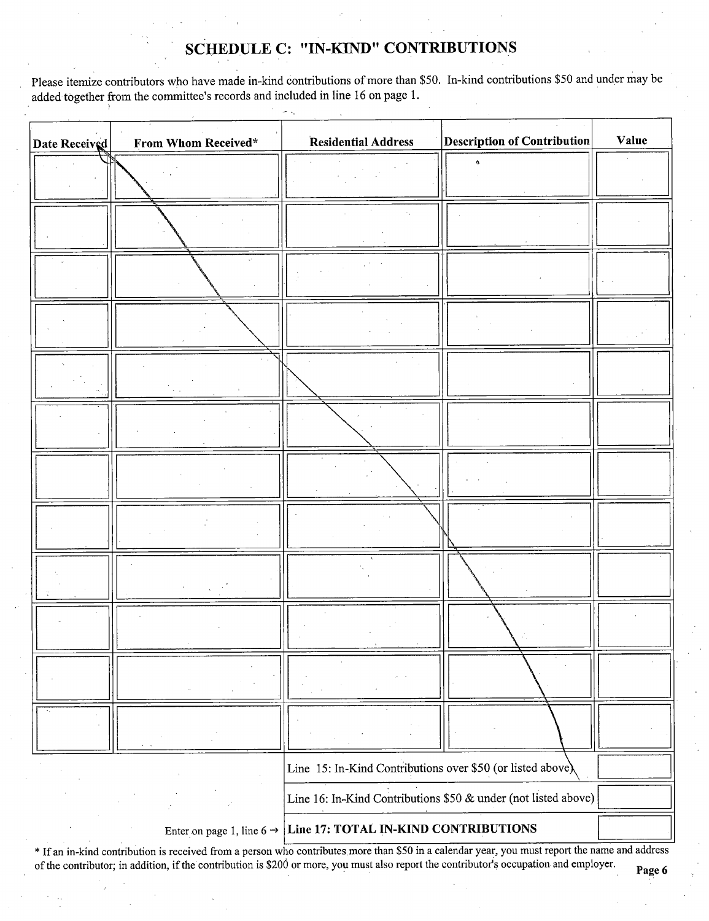# SCHEDULE C: "IN-KIND" CONTRIBUTIONS

Please itemize contributors who have made in-kind contributions of more than $50. In-kind contributions $50 and under may be added together from the committee's records and included in line 16 on page 1.

| Date Received | From Whom Received* | Residential Address | Description of Contribution | Value |
|---|---|---|---|---|
| | | | | |
| | | | | |
| | | | | |
| | | | | |
| | | | | |
| | | | | |
| | | | | |
| | | | | |
| | | | | |
| | | | | |
| | | | | |
| | | | | |

| | |
|---|---|
| Line 15: In-Kind Contributions over $50 (or listed above) | |
| Line 16: In-Kind Contributions $50 & under (not listed above) | |
| Enter on page 1, line 6 → **Line 17: TOTAL IN-KIND CONTRIBUTIONS** | |

\* If an in-kind contribution is received from a person who contributes more than $50 in a calendar year, you must report the name and address of the contributor; in addition, if the contribution is $200 or more, you must also report the contributor's occupation and employer.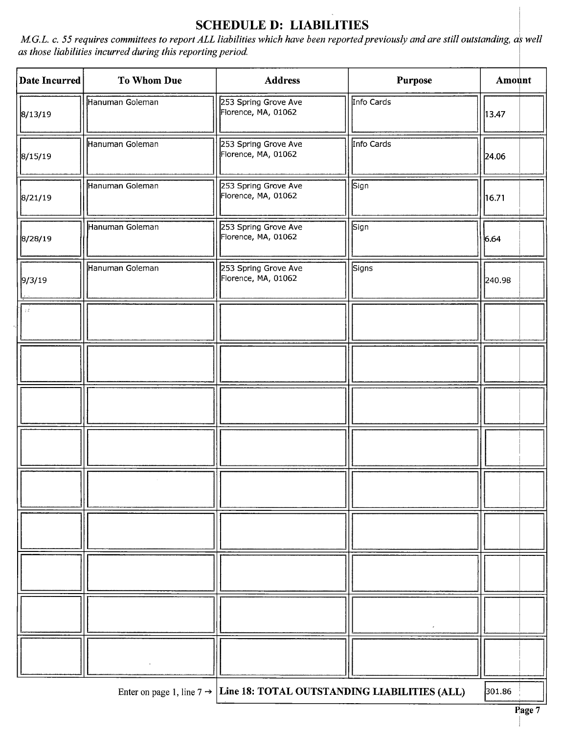# SCHEDULE D: LIABILITIES

*M.G.L. c. 55 requires committees to report ALL liabilities which have been reported previously and are still outstanding, as well as those liabilities incurred during this reporting period.*

| Date Incurred | To Whom Due | Address | Purpose | Amount |
|---|---|---|---|---|
| 8/13/19 | Hanuman Goleman | 253 Spring Grove Ave Florence, MA, 01062 | Info Cards | 13.47 |
| 8/15/19 | Hanuman Goleman | 253 Spring Grove Ave Florence, MA, 01062 | Info Cards | 24.06 |
| 8/21/19 | Hanuman Goleman | 253 Spring Grove Ave Florence, MA, 01062 | Sign | 16.71 |
| 8/28/19 | Hanuman Goleman | 253 Spring Grove Ave Florence, MA, 01062 | Sign | 6.64 |
| 9/3/19 | Hanuman Goleman | 253 Spring Grove Ave Florence, MA, 01062 | Signs | 240.98 |
| | | | | |
| | | | | |
| | | | | |
| | | | | |
| | | | | |
| | | | | |
| | | | | |
| | | | | |
| | | | | |

Enter on page 1, line 7 → **Line 18: TOTAL OUTSTANDING LIABILITIES (ALL)** 301.86